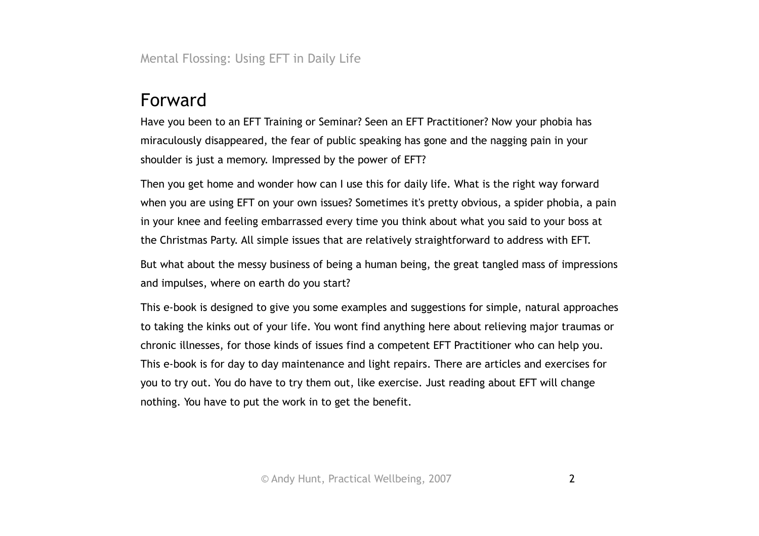# Forward

Have you been to an EFT Training or Seminar? Seen an EFT Practitioner? Now your phobia has miraculously disappeared, the fear of public speaking has gone and the nagging pain in your shoulder is just a memory. Impressed by the power of EFT?

Then you get home and wonder how can I use this for daily life. What is the right way forward when you are using EFT on your own issues? Sometimes it's pretty obvious, a spider phobia, a pain in your knee and feeling embarrassed every time you think about what you said to your boss at the Christmas Party. All simple issues that are relatively straightforward to address with EFT.

But what about the messy business of being a human being, the great tangled mass of impressions and impulses, where on earth do you start?

This e-book is designed to give you some examples and suggestions for simple, natural approaches to taking the kinks out of your life. You wont find anything here about relieving major traumas or chronic illnesses, for those kinds of issues find a competent EFT Practitioner who can help you. This e-book is for day to day maintenance and light repairs. There are articles and exercises for you to try out. You do have to try them out, like exercise. Just reading about EFT will change nothing. You have to put the work in to get the benefit.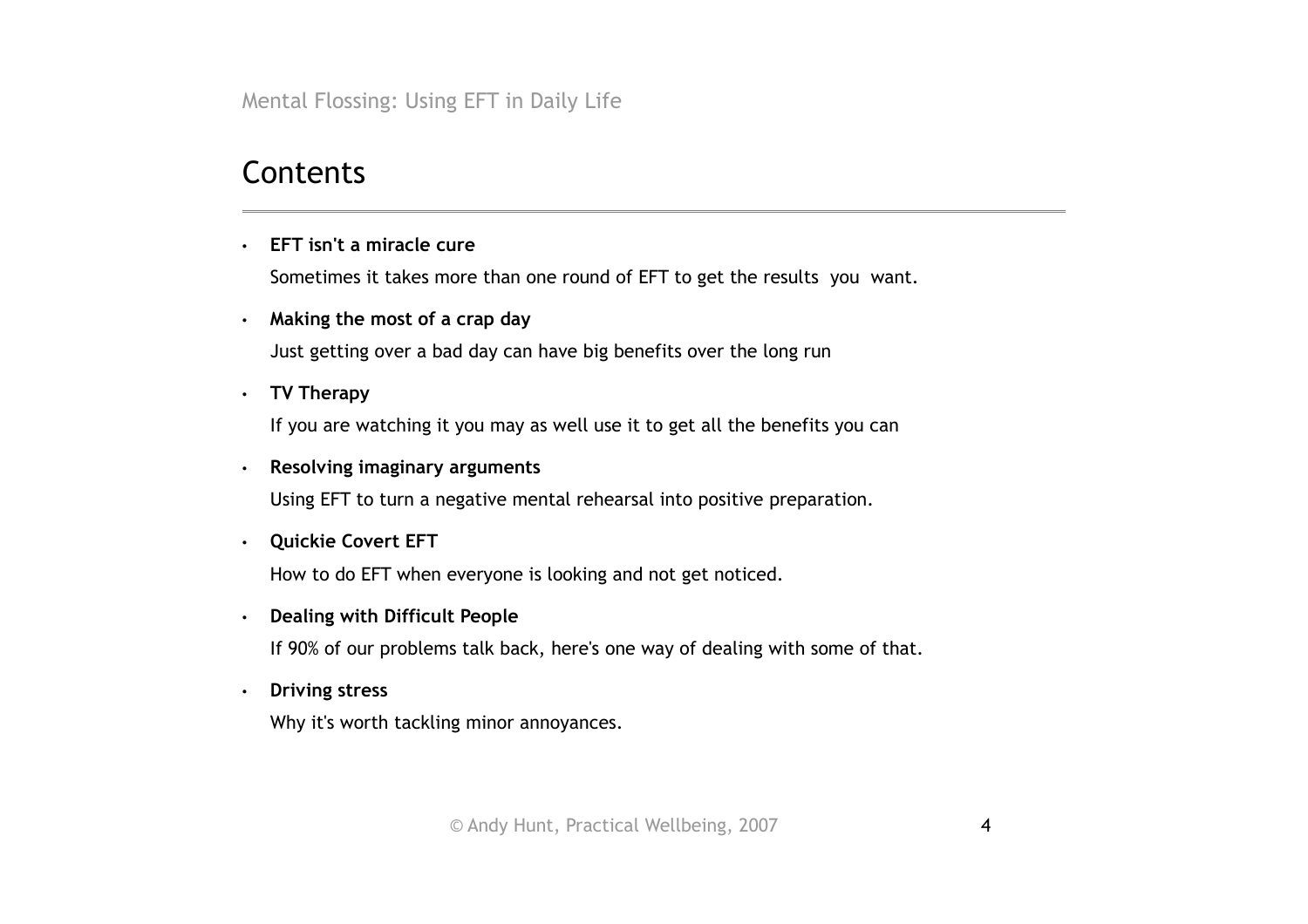# Contents

- **EFT isn't a miracle cure**

  Sometimes it takes more than one round of EFT to get the results you want.

- **Making the most of a crap day**

  Just getting over a bad day can have big benefits over the long run

- **TV Therapy**

  If you are watching it you may as well use it to get all the benefits you can

- **Resolving imaginary arguments**

  Using EFT to turn a negative mental rehearsal into positive preparation.

- **Quickie Covert EFT**

  How to do EFT when everyone is looking and not get noticed.

- **Dealing with Difficult People**

  If 90% of our problems talk back, here's one way of dealing with some of that.

- **Driving stress**

  Why it's worth tackling minor annoyances.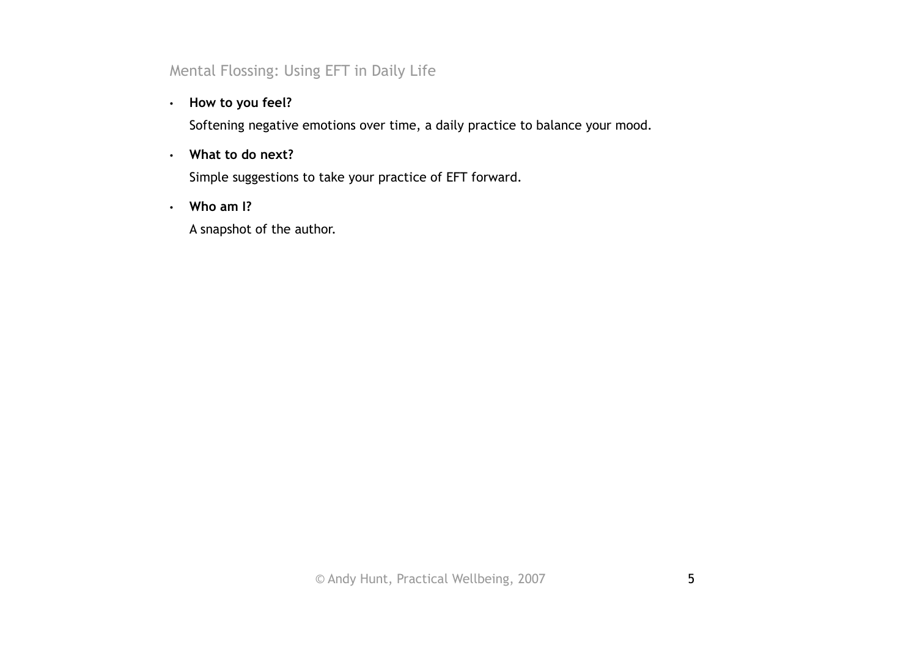- **How to you feel?**

  Softening negative emotions over time, a daily practice to balance your mood.

- **What to do next?**

  Simple suggestions to take your practice of EFT forward.

- **Who am I?**

  A snapshot of the author.